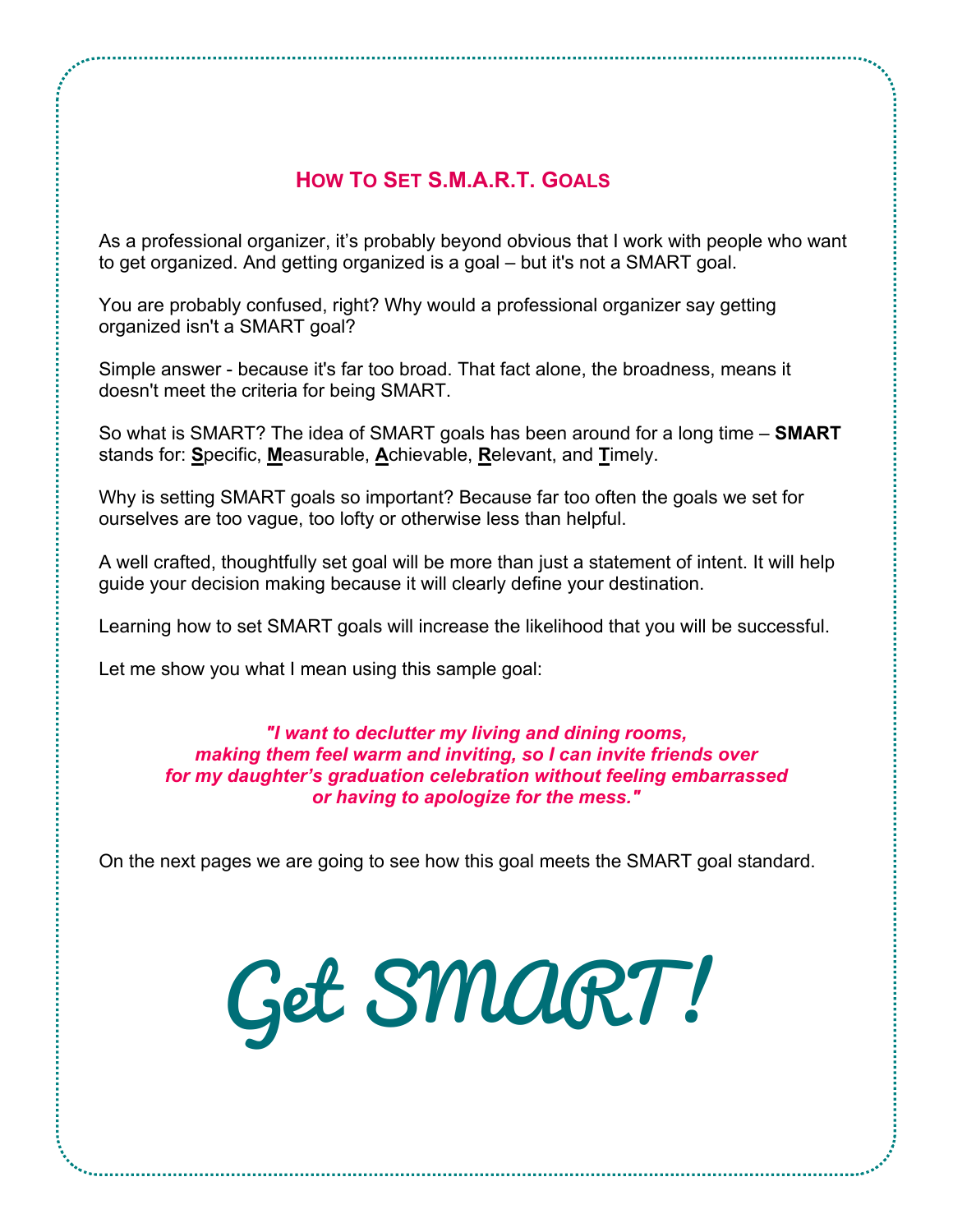# How To Set S.M.A.R.T. Goals

As a professional organizer, it's probably beyond obvious that I work with people who want to get organized. And getting organized is a goal – but it's not a SMART goal.

You are probably confused, right? Why would a professional organizer say getting organized isn't a SMART goal?

Simple answer - because it's far too broad. That fact alone, the broadness, means it doesn't meet the criteria for being SMART.

So what is SMART? The idea of SMART goals has been around for a long time – **SMART** stands for: **S**pecific, **M**easurable, **A**chievable, **R**elevant, and **T**imely.

Why is setting SMART goals so important? Because far too often the goals we set for ourselves are too vague, too lofty or otherwise less than helpful.

A well crafted, thoughtfully set goal will be more than just a statement of intent. It will help guide your decision making because it will clearly define your destination.

Learning how to set SMART goals will increase the likelihood that you will be successful.

Let me show you what I mean using this sample goal:

***"I want to declutter my living and dining rooms, making them feel warm and inviting, so I can invite friends over for my daughter's graduation celebration without feeling embarrassed or having to apologize for the mess."***

On the next pages we are going to see how this goal meets the SMART goal standard.

*Get SMART!*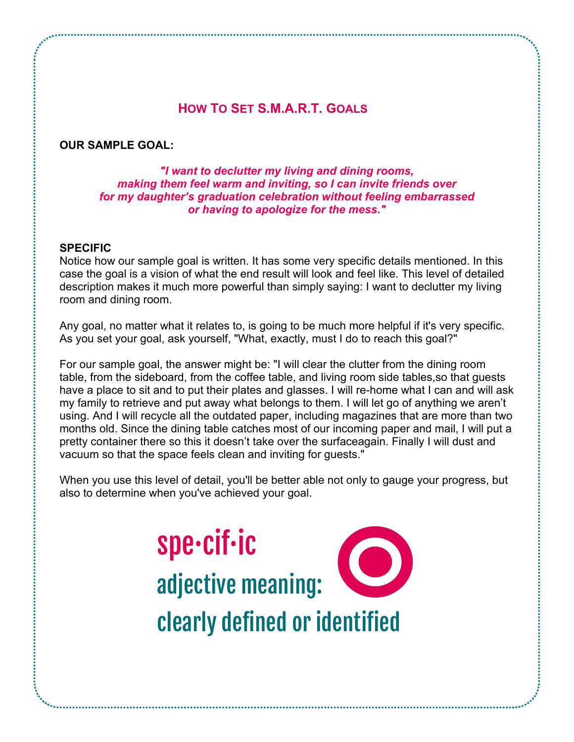## How To Set S.M.A.R.T. Goals

**OUR SAMPLE GOAL:**

***"I want to declutter my living and dining rooms, making them feel warm and inviting, so I can invite friends over for my daughter's graduation celebration without feeling embarrassed or having to apologize for the mess."***

**SPECIFIC**

Notice how our sample goal is written. It has some very specific details mentioned. In this case the goal is a vision of what the end result will look and feel like. This level of detailed description makes it much more powerful than simply saying: I want to declutter my living room and dining room.

Any goal, no matter what it relates to, is going to be much more helpful if it's very specific. As you set your goal, ask yourself, "What, exactly, must I do to reach this goal?"

For our sample goal, the answer might be: "I will clear the clutter from the dining room table, from the sideboard, from the coffee table, and living room side tables,so that guests have a place to sit and to put their plates and glasses. I will re-home what I can and will ask my family to retrieve and put away what belongs to them. I will let go of anything we aren't using. And I will recycle all the outdated paper, including magazines that are more than two months old. Since the dining table catches most of our incoming paper and mail, I will put a pretty container there so this it doesn't take over the surfaceagain. Finally I will dust and vacuum so that the space feels clean and inviting for guests."

When you use this level of detail, you'll be better able not only to gauge your progress, but also to determine when you've achieved your goal.

spe·cif·ic

adjective meaning:

clearly defined or identified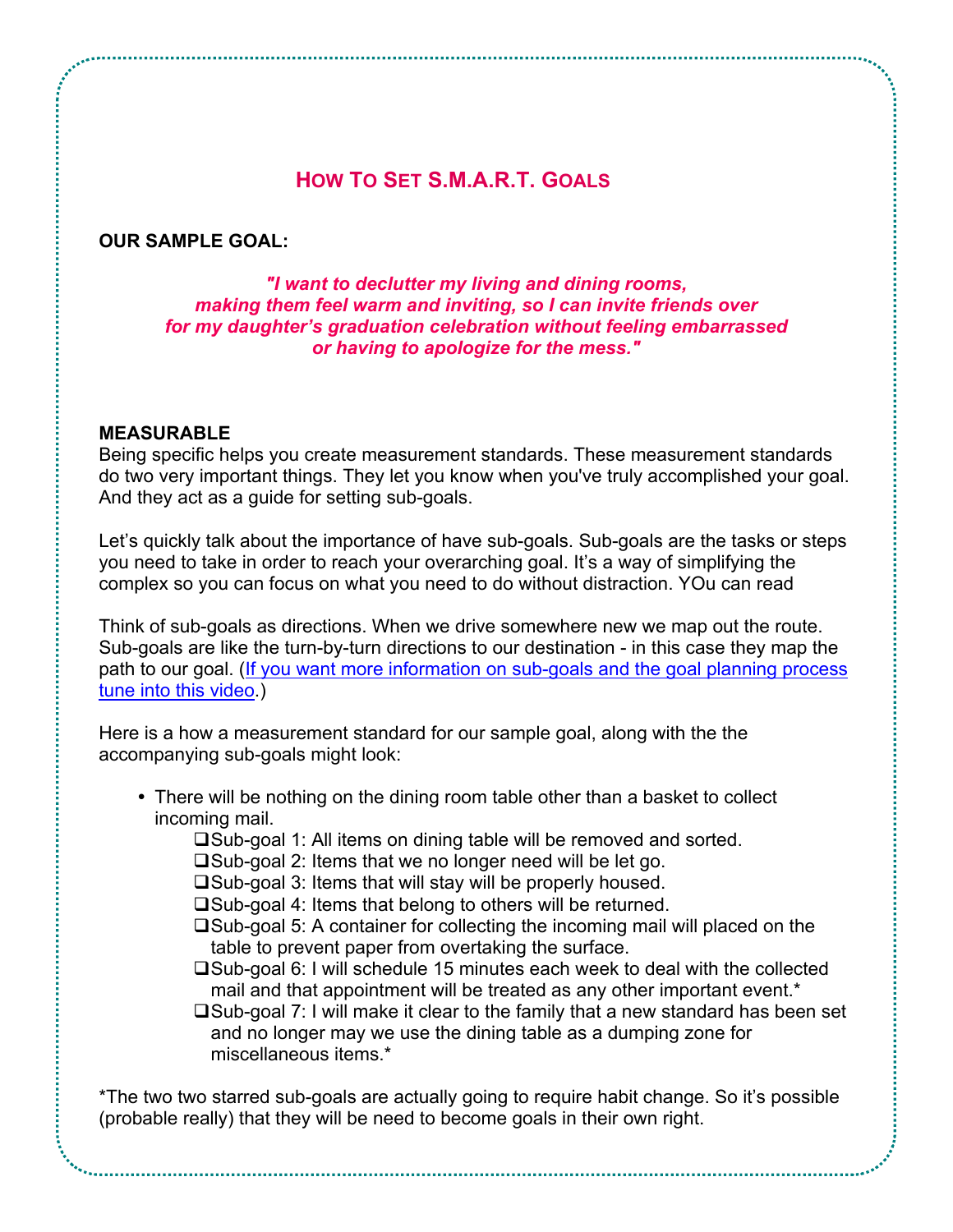## How To Set S.M.A.R.T. Goals

**OUR SAMPLE GOAL:**

***"I want to declutter my living and dining rooms, making them feel warm and inviting, so I can invite friends over for my daughter's graduation celebration without feeling embarrassed or having to apologize for the mess."***

**MEASURABLE**

Being specific helps you create measurement standards. These measurement standards do two very important things. They let you know when you've truly accomplished your goal. And they act as a guide for setting sub-goals.

Let's quickly talk about the importance of have sub-goals. Sub-goals are the tasks or steps you need to take in order to reach your overarching goal. It's a way of simplifying the complex so you can focus on what you need to do without distraction. YOu can read

Think of sub-goals as directions. When we drive somewhere new we map out the route. Sub-goals are like the turn-by-turn directions to our destination - in this case they map the path to our goal. (If you want more information on sub-goals and the goal planning process tune into this video.)

Here is a how a measurement standard for our sample goal, along with the the accompanying sub-goals might look:

- There will be nothing on the dining room table other than a basket to collect incoming mail.
  - ❑Sub-goal 1: All items on dining table will be removed and sorted.
  - ❑Sub-goal 2: Items that we no longer need will be let go.
  - ❑Sub-goal 3: Items that will stay will be properly housed.
  - ❑Sub-goal 4: Items that belong to others will be returned.
  - ❑Sub-goal 5: A container for collecting the incoming mail will placed on the table to prevent paper from overtaking the surface.
  - ❑Sub-goal 6: I will schedule 15 minutes each week to deal with the collected mail and that appointment will be treated as any other important event.*
  - ❑Sub-goal 7: I will make it clear to the family that a new standard has been set and no longer may we use the dining table as a dumping zone for miscellaneous items.*

*The two two starred sub-goals are actually going to require habit change. So it's possible (probable really) that they will be need to become goals in their own right.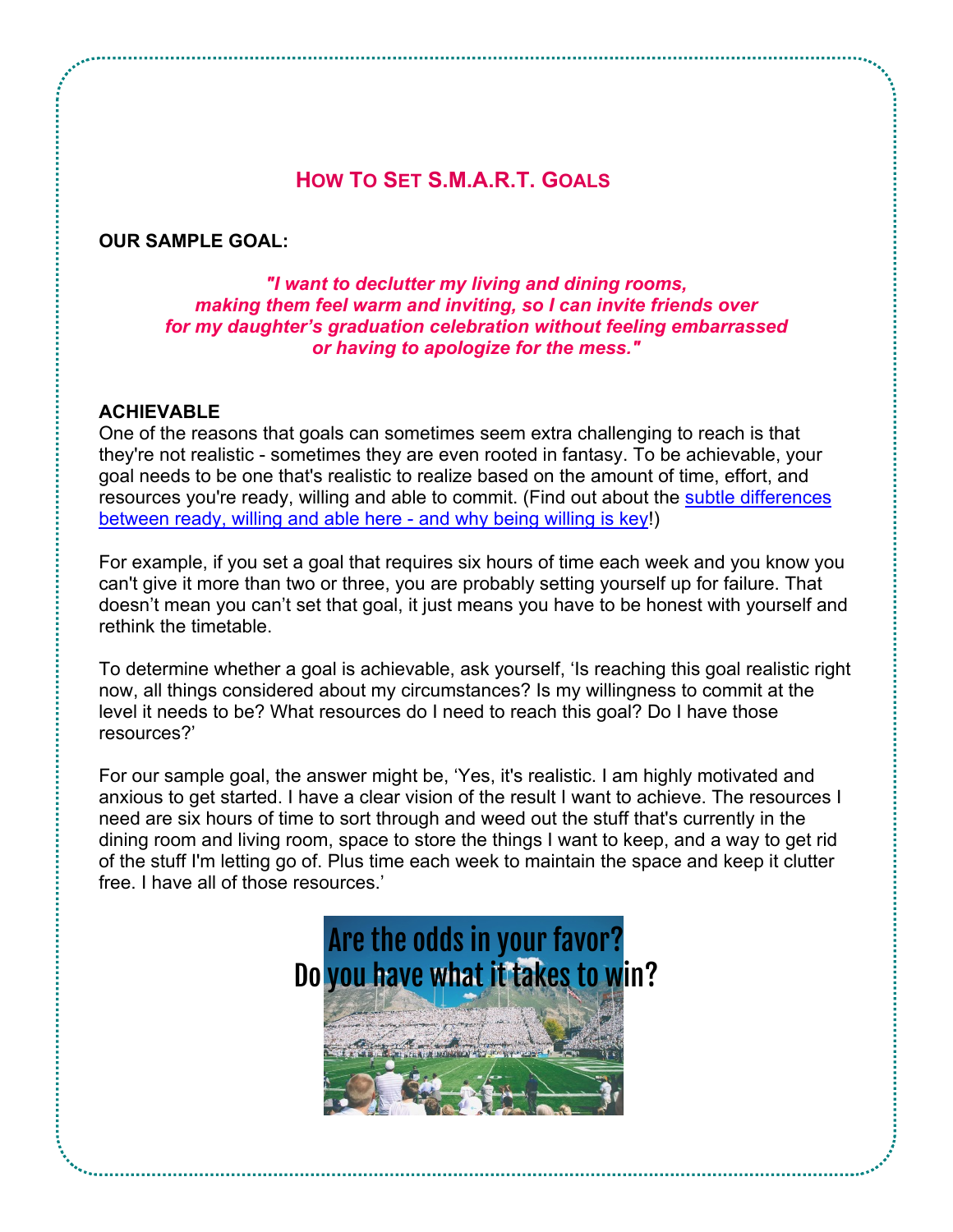## How To Set S.M.A.R.T. Goals

**OUR SAMPLE GOAL:**

***"I want to declutter my living and dining rooms, making them feel warm and inviting, so I can invite friends over for my daughter's graduation celebration without feeling embarrassed or having to apologize for the mess."***

**ACHIEVABLE**

One of the reasons that goals can sometimes seem extra challenging to reach is that they're not realistic - sometimes they are even rooted in fantasy. To be achievable, your goal needs to be one that's realistic to realize based on the amount of time, effort, and resources you're ready, willing and able to commit. (Find out about the subtle differences between ready, willing and able here - and why being willing is key!)

For example, if you set a goal that requires six hours of time each week and you know you can't give it more than two or three, you are probably setting yourself up for failure. That doesn't mean you can't set that goal, it just means you have to be honest with yourself and rethink the timetable.

To determine whether a goal is achievable, ask yourself, 'Is reaching this goal realistic right now, all things considered about my circumstances? Is my willingness to commit at the level it needs to be? What resources do I need to reach this goal? Do I have those resources?'

For our sample goal, the answer might be, 'Yes, it's realistic. I am highly motivated and anxious to get started. I have a clear vision of the result I want to achieve. The resources I need are six hours of time to sort through and weed out the stuff that's currently in the dining room and living room, space to store the things I want to keep, and a way to get rid of the stuff I'm letting go of. Plus time each week to maintain the space and keep it clutter free. I have all of those resources.'

Are the odds in your favor?
Do you have what it takes to win?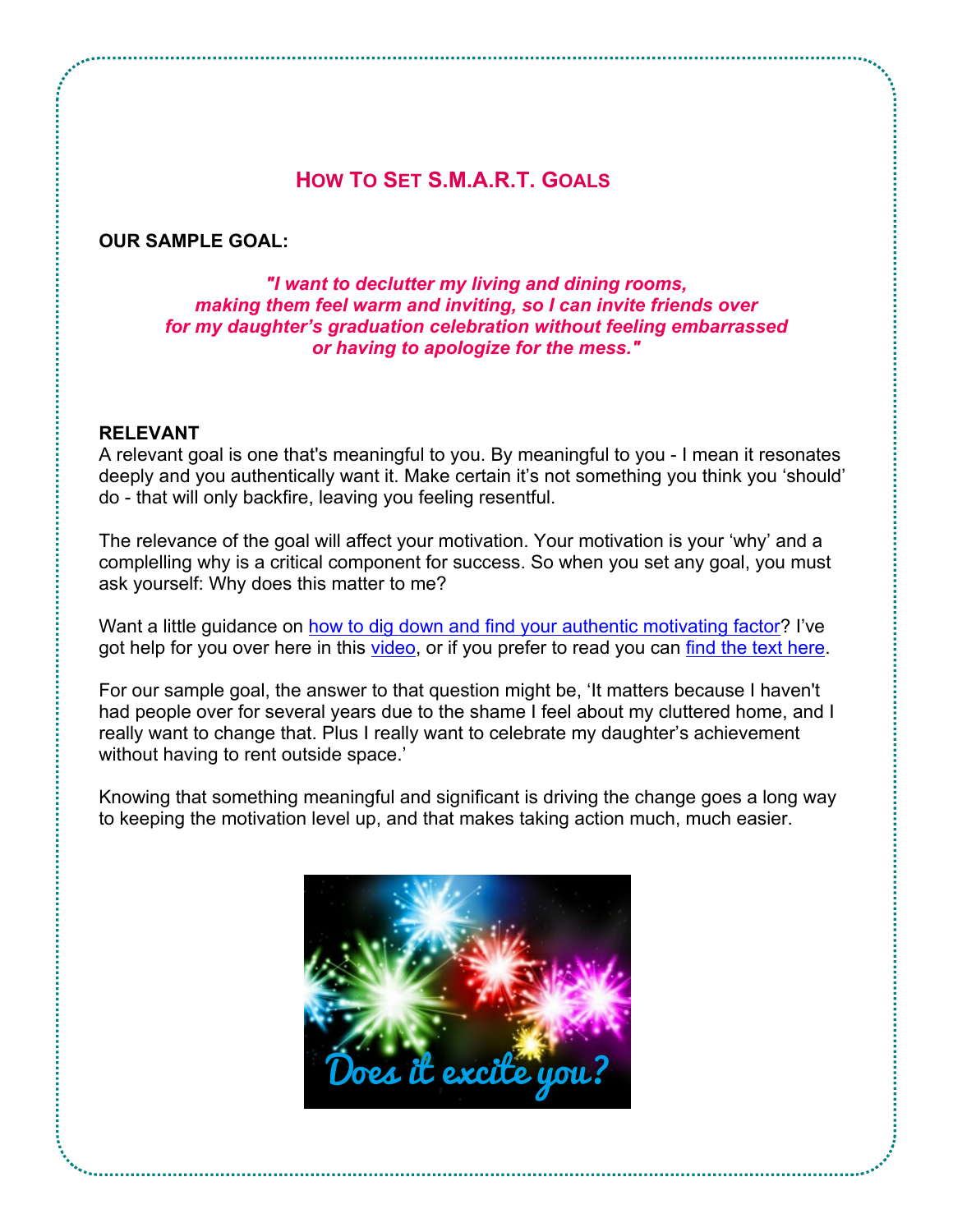## How To Set S.M.A.R.T. Goals

**OUR SAMPLE GOAL:**

***"I want to declutter my living and dining rooms, making them feel warm and inviting, so I can invite friends over for my daughter's graduation celebration without feeling embarrassed or having to apologize for the mess."***

**RELEVANT**

A relevant goal is one that's meaningful to you. By meaningful to you - I mean it resonates deeply and you authentically want it. Make certain it's not something you think you 'should' do - that will only backfire, leaving you feeling resentful.

The relevance of the goal will affect your motivation. Your motivation is your 'why' and a complelling why is a critical component for success. So when you set any goal, you must ask yourself: Why does this matter to me?

Want a little guidance on how to dig down and find your authentic motivating factor? I've got help for you over here in this video, or if you prefer to read you can find the text here.

For our sample goal, the answer to that question might be, 'It matters because I haven't had people over for several years due to the shame I feel about my cluttered home, and I really want to change that. Plus I really want to celebrate my daughter's achievement without having to rent outside space.'

Knowing that something meaningful and significant is driving the change goes a long way to keeping the motivation level up, and that makes taking action much, much easier.

Does it excite you?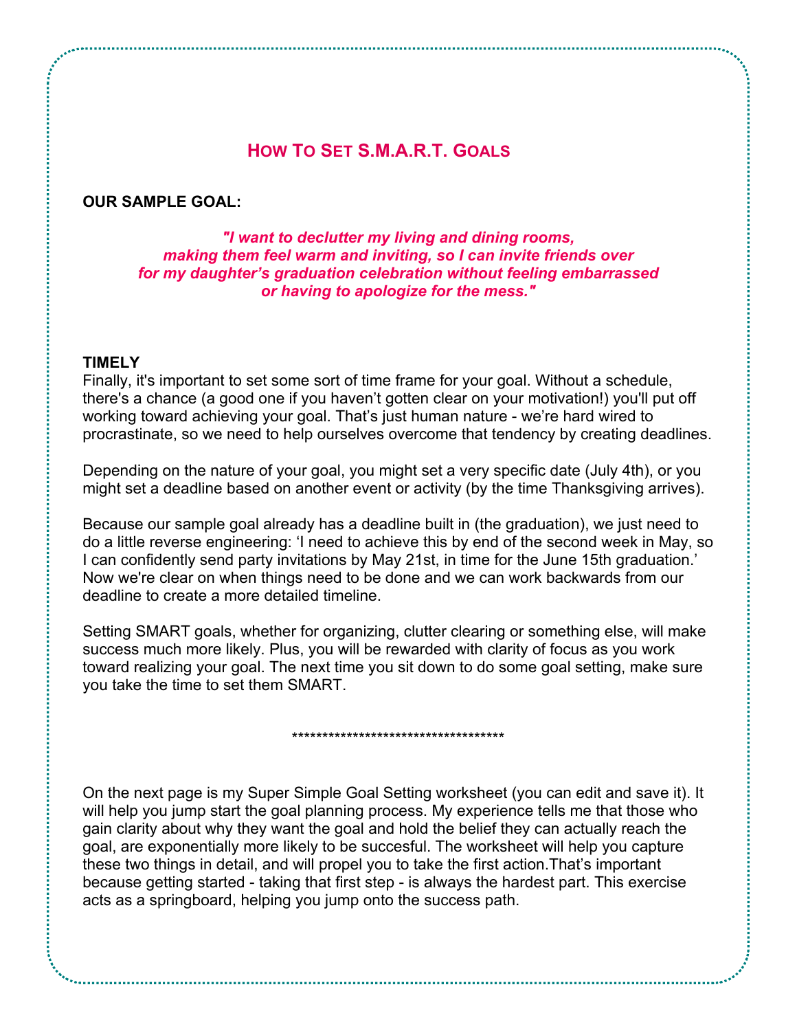## How To Set S.M.A.R.T. Goals

**OUR SAMPLE GOAL:**

***"I want to declutter my living and dining rooms, making them feel warm and inviting, so I can invite friends over for my daughter's graduation celebration without feeling embarrassed or having to apologize for the mess."***

**TIMELY**

Finally, it's important to set some sort of time frame for your goal. Without a schedule, there's a chance (a good one if you haven't gotten clear on your motivation!) you'll put off working toward achieving your goal. That's just human nature - we're hard wired to procrastinate, so we need to help ourselves overcome that tendency by creating deadlines.

Depending on the nature of your goal, you might set a very specific date (July 4th), or you might set a deadline based on another event or activity (by the time Thanksgiving arrives).

Because our sample goal already has a deadline built in (the graduation), we just need to do a little reverse engineering: 'I need to achieve this by end of the second week in May, so I can confidently send party invitations by May 21st, in time for the June 15th graduation.' Now we're clear on when things need to be done and we can work backwards from our deadline to create a more detailed timeline.

Setting SMART goals, whether for organizing, clutter clearing or something else, will make success much more likely. Plus, you will be rewarded with clarity of focus as you work toward realizing your goal. The next time you sit down to do some goal setting, make sure you take the time to set them SMART.

***********************************

On the next page is my Super Simple Goal Setting worksheet (you can edit and save it). It will help you jump start the goal planning process. My experience tells me that those who gain clarity about why they want the goal and hold the belief they can actually reach the goal, are exponentially more likely to be succesful. The worksheet will help you capture these two things in detail, and will propel you to take the first action.That's important because getting started - taking that first step - is always the hardest part. This exercise acts as a springboard, helping you jump onto the success path.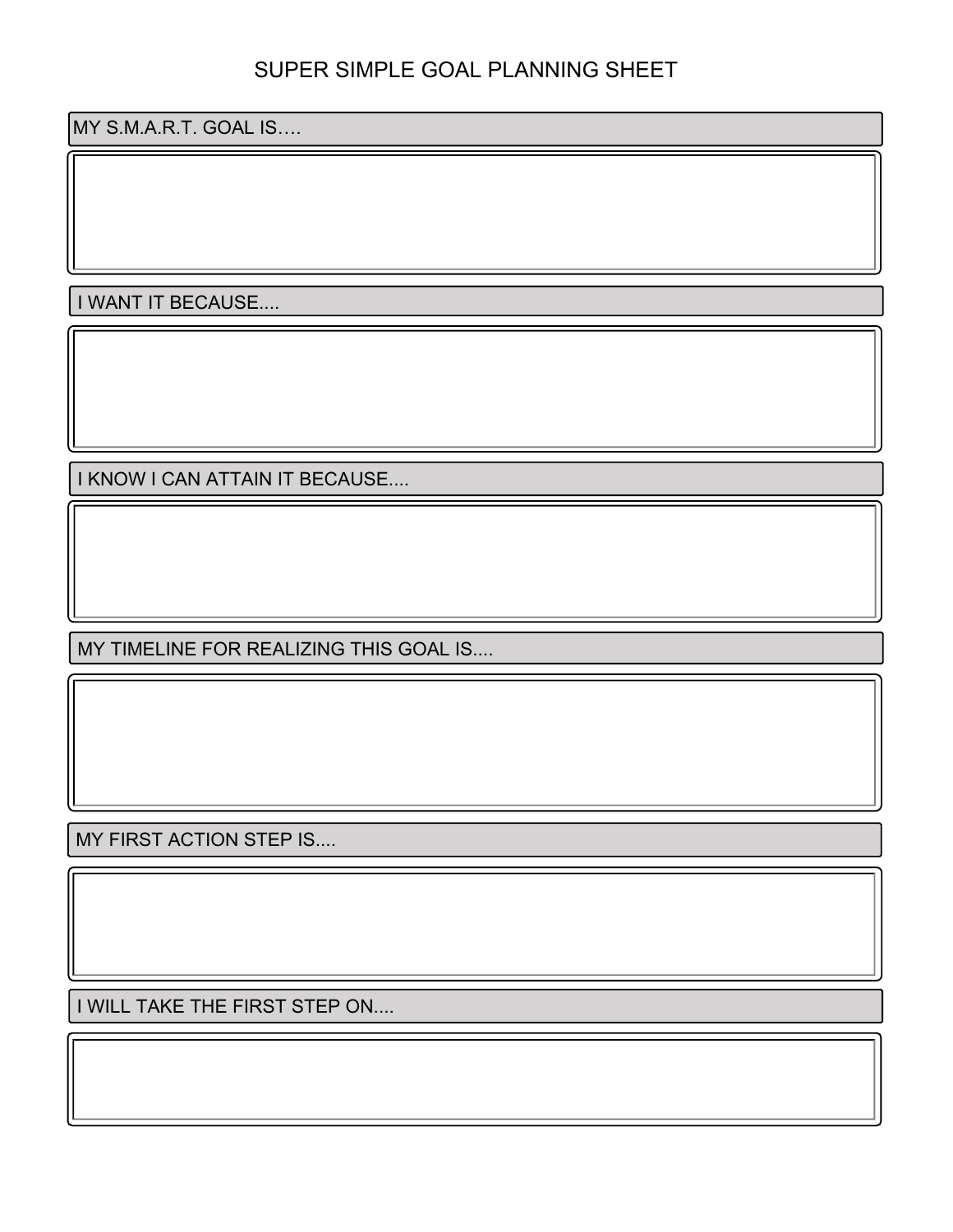# SUPER SIMPLE GOAL PLANNING SHEET

MY S.M.A.R.T. GOAL IS….

I WANT IT BECAUSE....

I KNOW I CAN ATTAIN IT BECAUSE....

MY TIMELINE FOR REALIZING THIS GOAL IS....

MY FIRST ACTION STEP IS....

I WILL TAKE THE FIRST STEP ON....